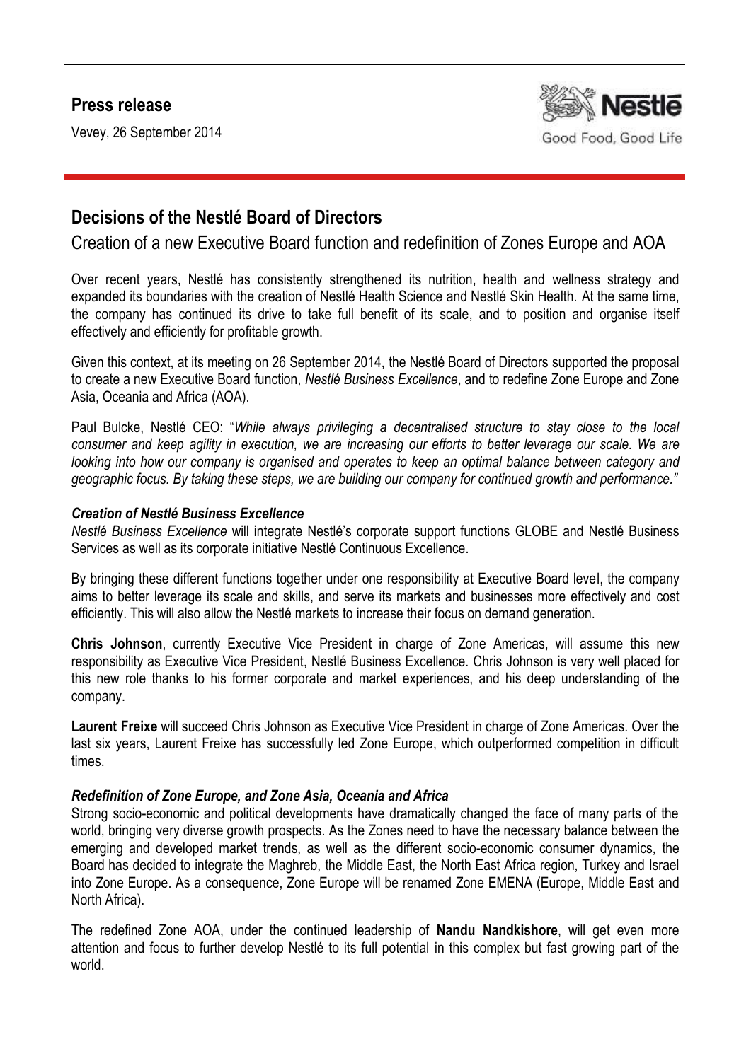**Press release**

Vevey, 26 September 2014

# Decisions of the Nestlé Board of Directors

## Creation of a new Executive Board function and redefinition of Zones Europe and AOA

Over recent years, Nestlé has consistently strengthened its nutrition, health and wellness strategy and expanded its boundaries with the creation of Nestlé Health Science and Nestlé Skin Health. At the same time, the company has continued its drive to take full benefit of its scale, and to position and organise itself effectively and efficiently for profitable growth.

Given this context, at its meeting on 26 September 2014, the Nestlé Board of Directors supported the proposal to create a new Executive Board function, *Nestlé Business Excellence*, and to redefine Zone Europe and Zone Asia, Oceania and Africa (AOA).

Paul Bulcke, Nestlé CEO: "*While always privileging a decentralised structure to stay close to the local consumer and keep agility in execution, we are increasing our efforts to better leverage our scale. We are looking into how our company is organised and operates to keep an optimal balance between category and geographic focus. By taking these steps, we are building our company for continued growth and performance.*"

### *Creation of Nestlé Business Excellence*

*Nestlé Business Excellence* will integrate Nestlé's corporate support functions GLOBE and Nestlé Business Services as well as its corporate initiative Nestlé Continuous Excellence.

By bringing these different functions together under one responsibility at Executive Board level, the company aims to better leverage its scale and skills, and serve its markets and businesses more effectively and cost efficiently. This will also allow the Nestlé markets to increase their focus on demand generation.

**Chris Johnson**, currently Executive Vice President in charge of Zone Americas, will assume this new responsibility as Executive Vice President, Nestlé Business Excellence. Chris Johnson is very well placed for this new role thanks to his former corporate and market experiences, and his deep understanding of the company.

**Laurent Freixe** will succeed Chris Johnson as Executive Vice President in charge of Zone Americas. Over the last six years, Laurent Freixe has successfully led Zone Europe, which outperformed competition in difficult times.

### *Redefinition of Zone Europe, and Zone Asia, Oceania and Africa*

Strong socio-economic and political developments have dramatically changed the face of many parts of the world, bringing very diverse growth prospects. As the Zones need to have the necessary balance between the emerging and developed market trends, as well as the different socio-economic consumer dynamics, the Board has decided to integrate the Maghreb, the Middle East, the North East Africa region, Turkey and Israel into Zone Europe. As a consequence, Zone Europe will be renamed Zone EMENA (Europe, Middle East and North Africa).

The redefined Zone AOA, under the continued leadership of **Nandu Nandkishore**, will get even more attention and focus to further develop Nestlé to its full potential in this complex but fast growing part of the world.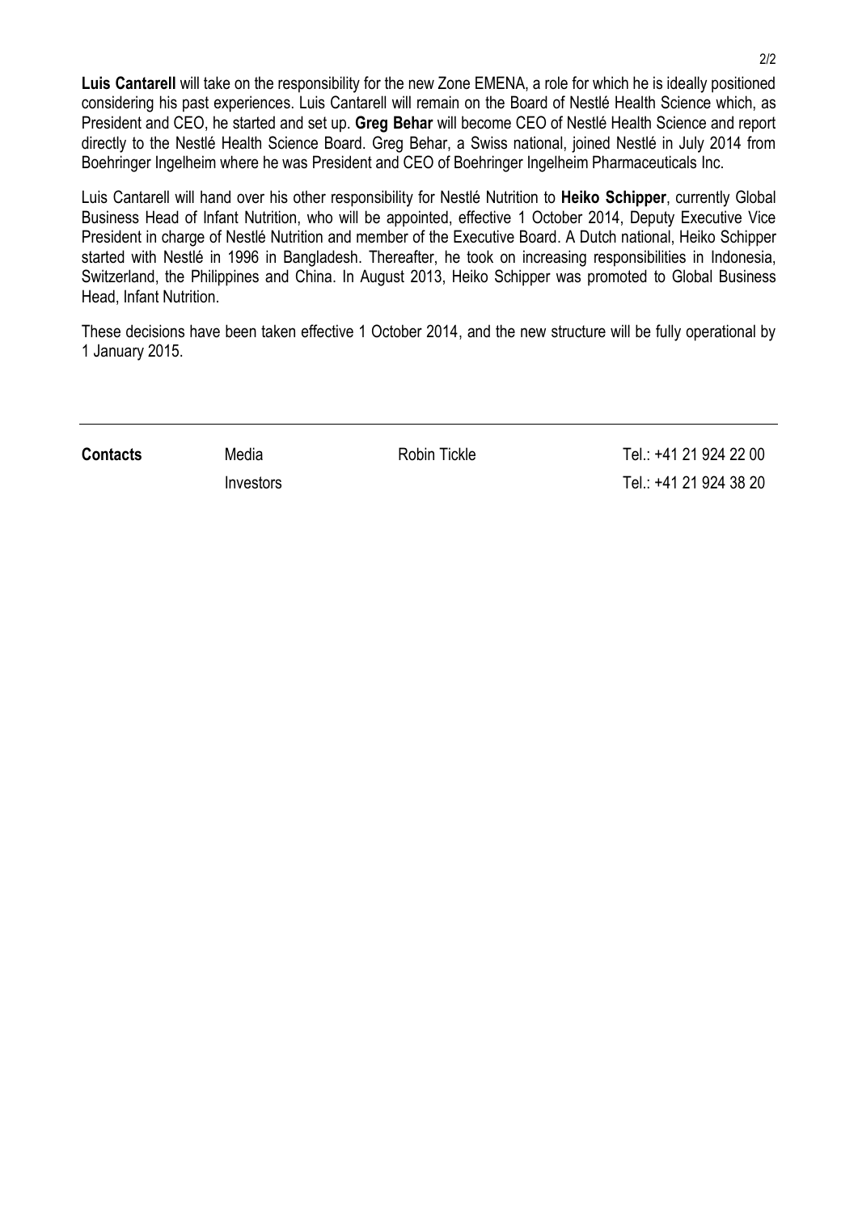**Luis Cantarell** will take on the responsibility for the new Zone EMENA, a role for which he is ideally positioned considering his past experiences. Luis Cantarell will remain on the Board of Nestlé Health Science which, as President and CEO, he started and set up. **Greg Behar** will become CEO of Nestlé Health Science and report directly to the Nestlé Health Science Board. Greg Behar, a Swiss national, joined Nestlé in July 2014 from Boehringer Ingelheim where he was President and CEO of Boehringer Ingelheim Pharmaceuticals Inc.

Luis Cantarell will hand over his other responsibility for Nestlé Nutrition to **Heiko Schipper**, currently Global Business Head of Infant Nutrition, who will be appointed, effective 1 October 2014, Deputy Executive Vice President in charge of Nestlé Nutrition and member of the Executive Board. A Dutch national, Heiko Schipper started with Nestlé in 1996 in Bangladesh. Thereafter, he took on increasing responsibilities in Indonesia, Switzerland, the Philippines and China. In August 2013, Heiko Schipper was promoted to Global Business Head, Infant Nutrition.

These decisions have been taken effective 1 October 2014, and the new structure will be fully operational by 1 January 2015.

---

| | | | |
|---|---|---|---|
| **Contacts** | Media | Robin Tickle | Tel.: +41 21 924 22 00 |
| | Investors | | Tel.: +41 21 924 38 20 |